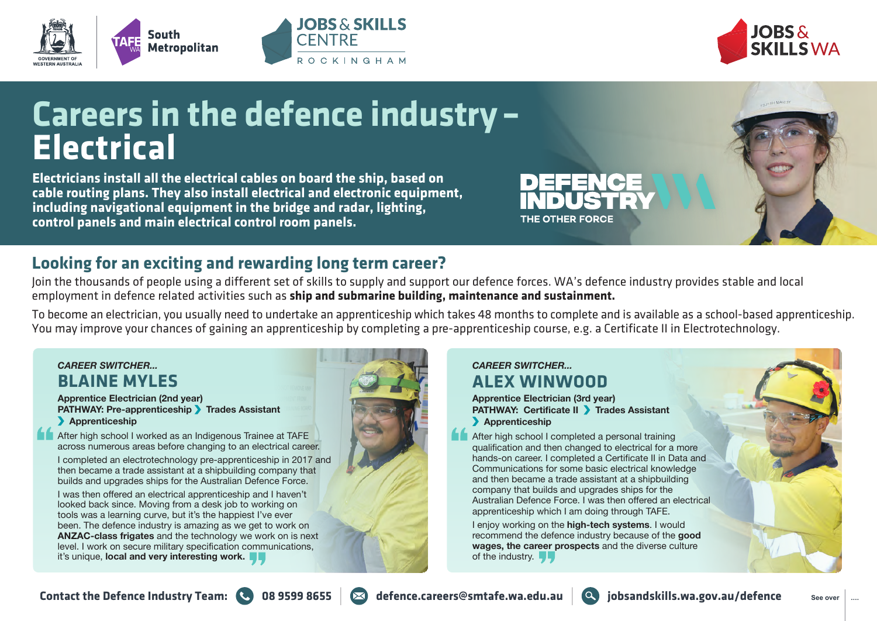GOVERNMENT OF WESTERN AUSTRALIA

TAFE WA South Metropolitan

JOBS & SKILLS CENTRE ROCKINGHAM

JOBS & SKILLS WA

# Careers in the defence industry – Electrical

**Electricians install all the electrical cables on board the ship, based on cable routing plans. They also install electrical and electronic equipment, including navigational equipment in the bridge and radar, lighting, control panels and main electrical control room panels.**

DEFENCE INDUSTRY WA
THE OTHER FORCE

## Looking for an exciting and rewarding long term career?

Join the thousands of people using a different set of skills to supply and support our defence forces. WA's defence industry provides stable and local employment in defence related activities such as **ship and submarine building, maintenance and sustainment.**

To become an electrician, you usually need to undertake an apprenticeship which takes 48 months to complete and is available as a school-based apprenticeship. You may improve your chances of gaining an apprenticeship by completing a pre-apprenticeship course, e.g. a Certificate II in Electrotechnology.

*CAREER SWITCHER...*

### BLAINE MYLES

**Apprentice Electrician (2nd year)**
**PATHWAY: Pre-apprenticeship › Trades Assistant › Apprenticeship**

"After high school I worked as an Indigenous Trainee at TAFE across numerous areas before changing to an electrical career.

I completed an electrotechnology pre-apprenticeship in 2017 and then became a trade assistant at a shipbuilding company that builds and upgrades ships for the Australian Defence Force.

I was then offered an electrical apprenticeship and I haven't looked back since. Moving from a desk job to working on tools was a learning curve, but it's the happiest I've ever been. The defence industry is amazing as we get to work on **ANZAC-class frigates** and the technology we work on is next level. I work on secure military specification communications, it's unique, **local and very interesting work.**"

*CAREER SWITCHER...*

### ALEX WINWOOD

**Apprentice Electrician (3rd year)**
**PATHWAY: Certificate II › Trades Assistant › Apprenticeship**

"After high school I completed a personal training qualification and then changed to electrical for a more hands-on career. I completed a Certificate II in Data and Communications for some basic electrical knowledge and then became a trade assistant at a shipbuilding company that builds and upgrades ships for the Australian Defence Force. I was then offered an electrical apprenticeship which I am doing through TAFE.

I enjoy working on the **high-tech systems**. I would recommend the defence industry because of the **good wages, the career prospects** and the diverse culture of the industry."

**Contact the Defence Industry Team:** 08 9599 8655 | defence.careers@smtafe.wa.edu.au | jobsandskills.wa.gov.au/defence

See over ....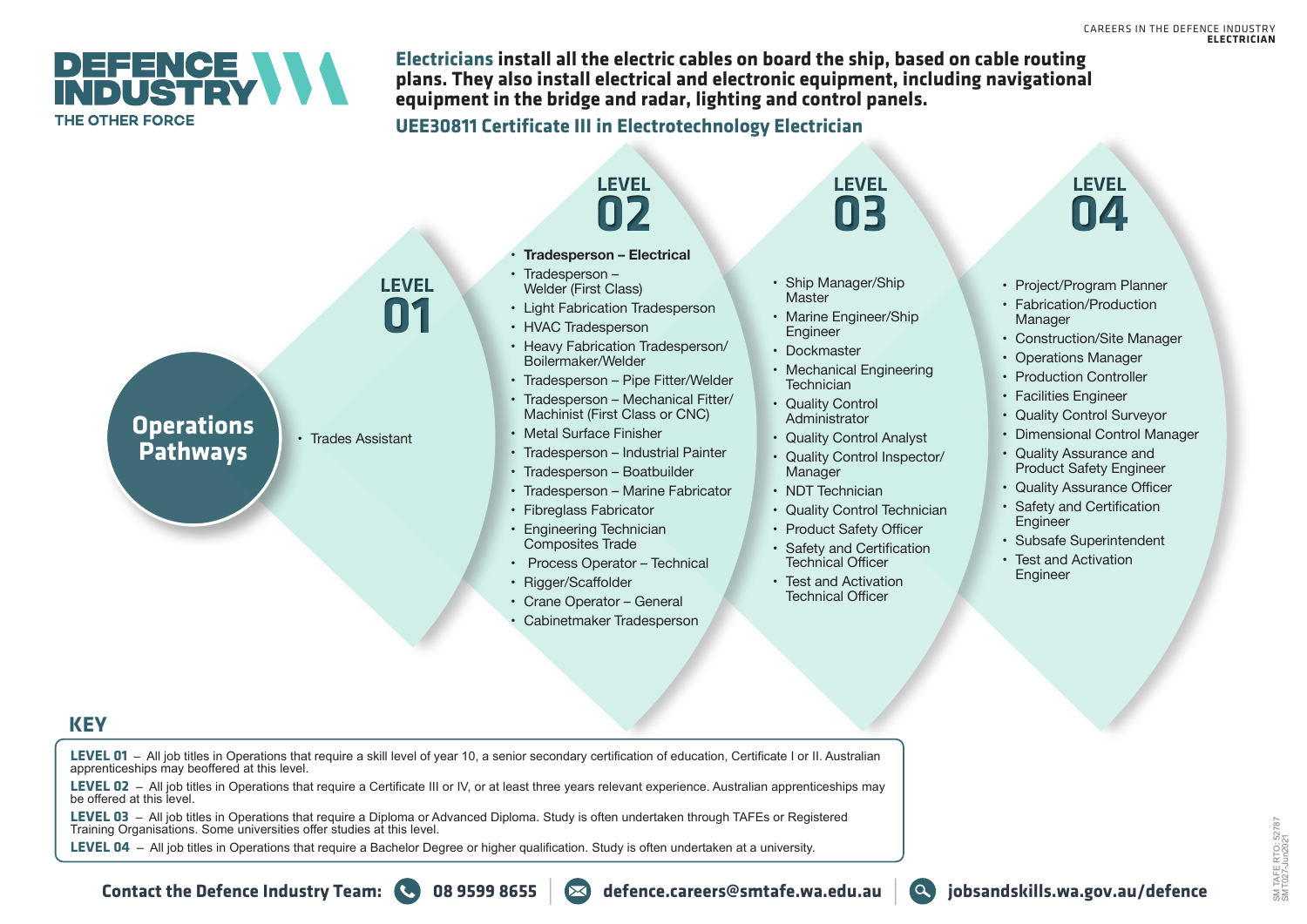CAREERS IN THE DEFENCE INDUSTRY
**ELECTRICIAN**

# DEFENCE INDUSTRY
THE OTHER FORCE

**Electricians install all the electric cables on board the ship, based on cable routing plans. They also install electrical and electronic equipment, including navigational equipment in the bridge and radar, lighting and control panels.**

## UEE30811 Certificate III in Electrotechnology Electrician

## Operations Pathways

### LEVEL 01

- Trades Assistant

### LEVEL 02

- **Tradesperson – Electrical**
- Tradesperson – Welder (First Class)
- Light Fabrication Tradesperson
- HVAC Tradesperson
- Heavy Fabrication Tradesperson/ Boilermaker/Welder
- Tradesperson – Pipe Fitter/Welder
- Tradesperson – Mechanical Fitter/ Machinist (First Class or CNC)
- Metal Surface Finisher
- Tradesperson – Industrial Painter
- Tradesperson – Boatbuilder
- Tradesperson – Marine Fabricator
- Fibreglass Fabricator
- Engineering Technician Composites Trade
- Process Operator – Technical
- Rigger/Scaffolder
- Crane Operator – General
- Cabinetmaker Tradesperson

### LEVEL 03

- Ship Manager/Ship Master
- Marine Engineer/Ship Engineer
- Dockmaster
- Mechanical Engineering Technician
- Quality Control Administrator
- Quality Control Analyst
- Quality Control Inspector/ Manager
- NDT Technician
- Quality Control Technician
- Product Safety Officer
- Safety and Certification Technical Officer
- Test and Activation Technical Officer

### LEVEL 04

- Project/Program Planner
- Fabrication/Production Manager
- Construction/Site Manager
- Operations Manager
- Production Controller
- Facilities Engineer
- Quality Control Surveyor
- Dimensional Control Manager
- Quality Assurance and Product Safety Engineer
- Quality Assurance Officer
- Safety and Certification Engineer
- Subsafe Superintendent
- Test and Activation Engineer

## KEY

**LEVEL 01** – All job titles in Operations that require a skill level of year 10, a senior secondary certification of education, Certificate I or II. Australian apprenticeships may beoffered at this level.

**LEVEL 02** – All job titles in Operations that require a Certificate III or IV, or at least three years relevant experience. Australian apprenticeships may be offered at this level.

**LEVEL 03** – All job titles in Operations that require a Diploma or Advanced Diploma. Study is often undertaken through TAFEs or Registered Training Organisations. Some universities offer studies at this level.

**LEVEL 04** – All job titles in Operations that require a Bachelor Degree or higher qualification. Study is often undertaken at a university.

**Contact the Defence Industry Team:** **08 9599 8655** | **defence.careers@smtafe.wa.edu.au** | **jobsandskills.wa.gov.au/defence**

SM TAFE RTO: 52787
SMT027-Jun2021